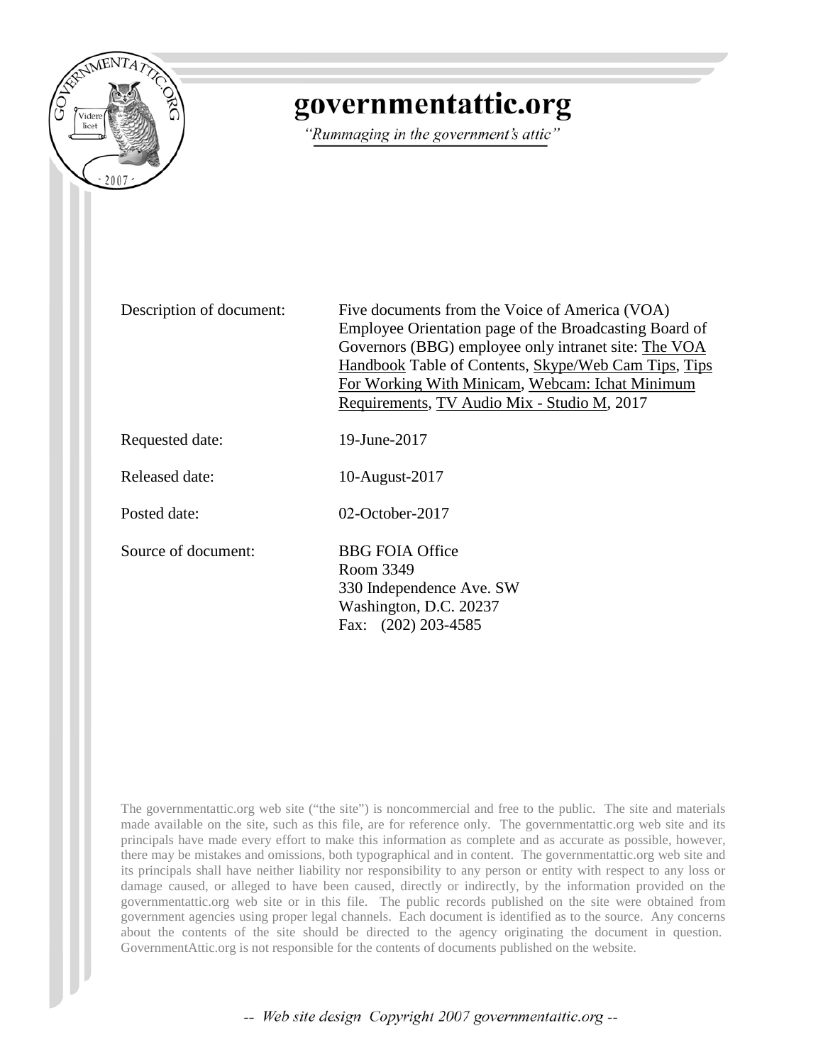# governmentattic.org

*"Rummaging in the government's attic"*

| | |
|---|---|
| Description of document: | Five documents from the Voice of America (VOA) Employee Orientation page of the Broadcasting Board of Governors (BBG) employee only intranet site: The VOA Handbook Table of Contents, Skype/Web Cam Tips, Tips For Working With Minicam, Webcam: Ichat Minimum Requirements, TV Audio Mix - Studio M, 2017 |
| Requested date: | 19-June-2017 |
| Released date: | 10-August-2017 |
| Posted date: | 02-October-2017 |
| Source of document: | BBG FOIA Office<br>Room 3349<br>330 Independence Ave. SW<br>Washington, D.C. 20237<br>Fax: (202) 203-4585 |

The governmentattic.org web site ("the site") is noncommercial and free to the public. The site and materials made available on the site, such as this file, are for reference only. The governmentattic.org web site and its principals have made every effort to make this information as complete and as accurate as possible, however, there may be mistakes and omissions, both typographical and in content. The governmentattic.org web site and its principals shall have neither liability nor responsibility to any person or entity with respect to any loss or damage caused, or alleged to have been caused, directly or indirectly, by the information provided on the governmentattic.org web site or in this file. The public records published on the site were obtained from government agencies using proper legal channels. Each document is identified as to the source. Any concerns about the contents of the site should be directed to the agency originating the document in question. GovernmentAttic.org is not responsible for the contents of documents published on the website.

-- *Web site design Copyright 2007 governmentattic.org* --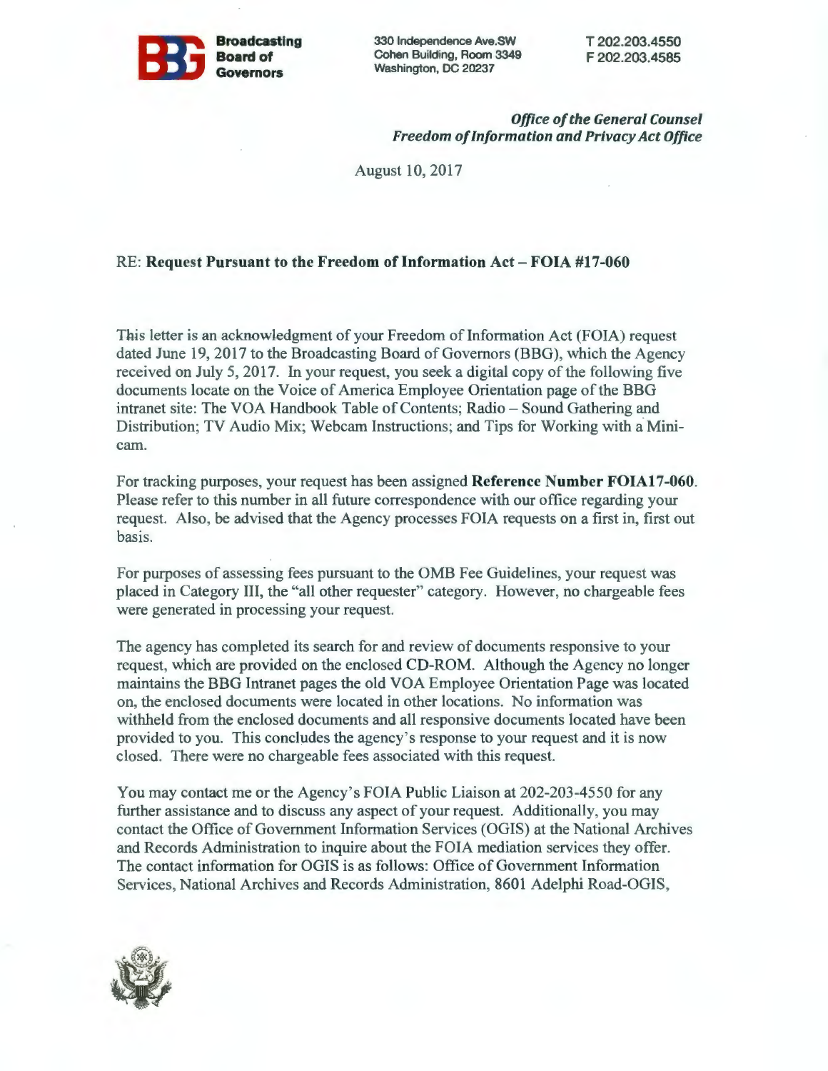**Broadcasting Board of Governors**

330 Independence Ave.SW
Cohen Building, Room 3349
Washington, DC 20237

T 202.203.4550
F 202.203.4585

***Office of the General Counsel***
***Freedom of Information and Privacy Act Office***

August 10, 2017

RE: **Request Pursuant to the Freedom of Information Act – FOIA #17-060**

This letter is an acknowledgment of your Freedom of Information Act (FOIA) request dated June 19, 2017 to the Broadcasting Board of Governors (BBG), which the Agency received on July 5, 2017. In your request, you seek a digital copy of the following five documents locate on the Voice of America Employee Orientation page of the BBG intranet site: The VOA Handbook Table of Contents; Radio – Sound Gathering and Distribution; TV Audio Mix; Webcam Instructions; and Tips for Working with a Mini-cam.

For tracking purposes, your request has been assigned **Reference Number FOIA17-060**. Please refer to this number in all future correspondence with our office regarding your request. Also, be advised that the Agency processes FOIA requests on a first in, first out basis.

For purposes of assessing fees pursuant to the OMB Fee Guidelines, your request was placed in Category III, the "all other requester" category. However, no chargeable fees were generated in processing your request.

The agency has completed its search for and review of documents responsive to your request, which are provided on the enclosed CD-ROM. Although the Agency no longer maintains the BBG Intranet pages the old VOA Employee Orientation Page was located on, the enclosed documents were located in other locations. No information was withheld from the enclosed documents and all responsive documents located have been provided to you. This concludes the agency's response to your request and it is now closed. There were no chargeable fees associated with this request.

You may contact me or the Agency's FOIA Public Liaison at 202-203-4550 for any further assistance and to discuss any aspect of your request. Additionally, you may contact the Office of Government Information Services (OGIS) at the National Archives and Records Administration to inquire about the FOIA mediation services they offer. The contact information for OGIS is as follows: Office of Government Information Services, National Archives and Records Administration, 8601 Adelphi Road-OGIS,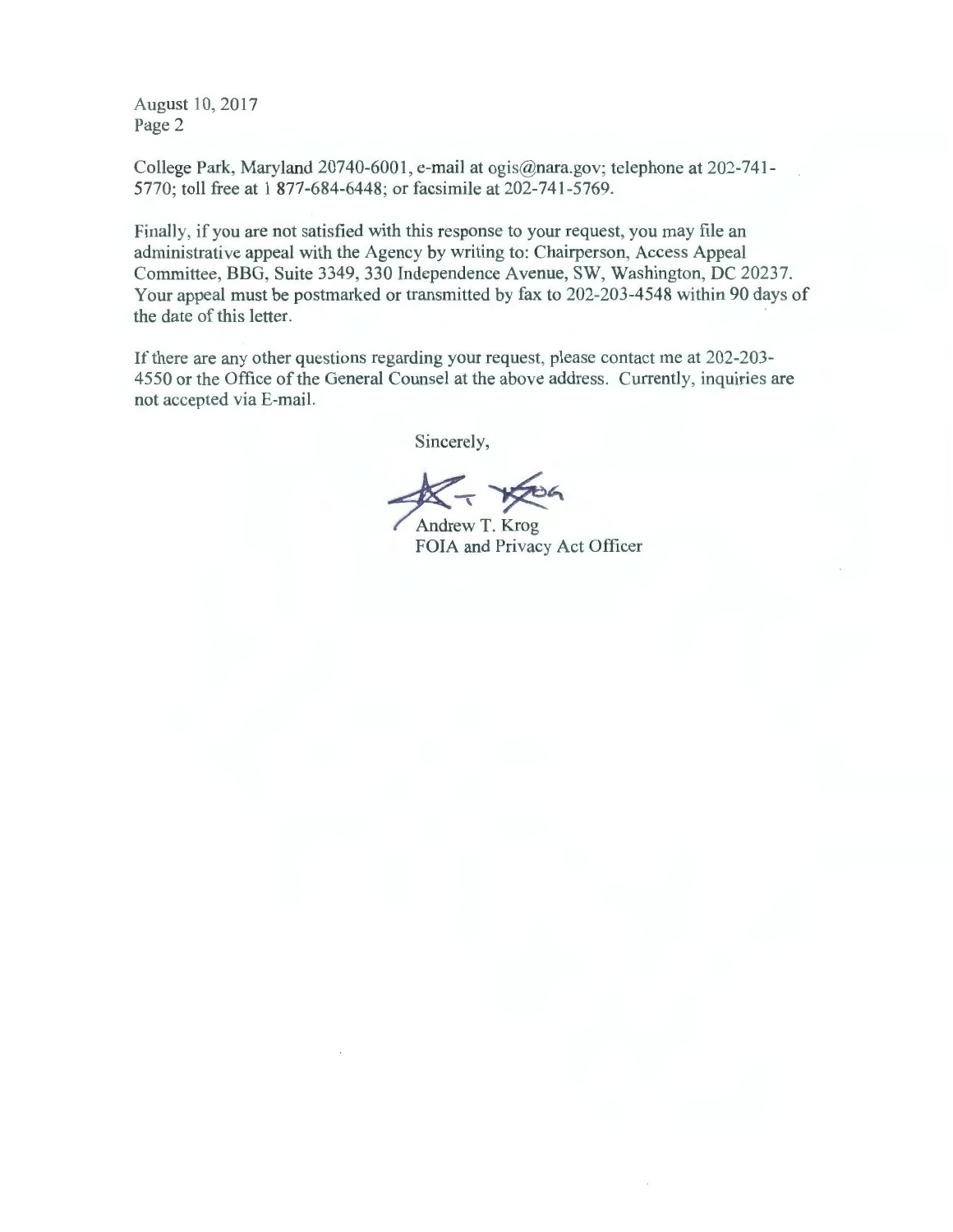College Park, Maryland 20740-6001, e-mail at ogis@nara.gov; telephone at 202-741-5770; toll free at 1 877-684-6448; or facsimile at 202-741-5769.

Finally, if you are not satisfied with this response to your request, you may file an administrative appeal with the Agency by writing to: Chairperson, Access Appeal Committee, BBG, Suite 3349, 330 Independence Avenue, SW, Washington, DC 20237. Your appeal must be postmarked or transmitted by fax to 202-203-4548 within 90 days of the date of this letter.

If there are any other questions regarding your request, please contact me at 202-203-4550 or the Office of the General Counsel at the above address. Currently, inquiries are not accepted via E-mail.

Sincerely,

Andrew T. Krog
FOIA and Privacy Act Officer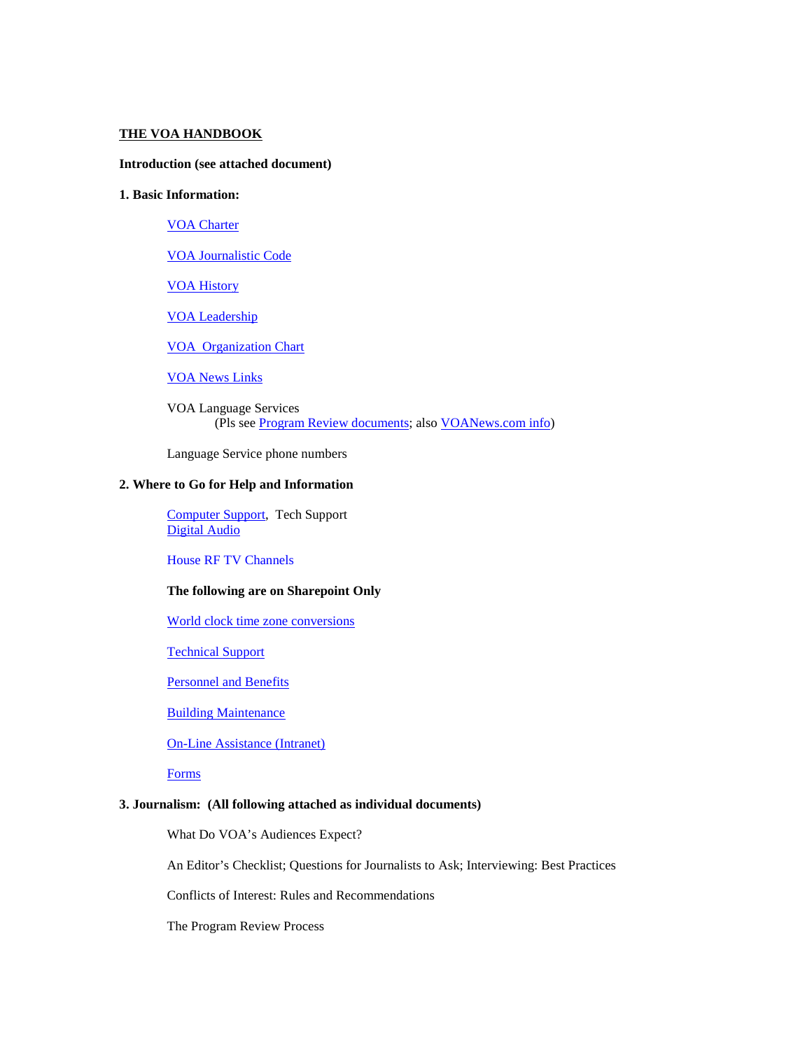**THE VOA HANDBOOK**

**Introduction (see attached document)**

**1. Basic Information:**

VOA Charter

VOA Journalistic Code

VOA History

VOA Leadership

VOA Organization Chart

VOA News Links

VOA Language Services
(Pls see Program Review documents; also VOANews.com info)

Language Service phone numbers

**2. Where to Go for Help and Information**

Computer Support, Tech Support
Digital Audio

House RF TV Channels

**The following are on Sharepoint Only**

World clock time zone conversions

Technical Support

Personnel and Benefits

Building Maintenance

On-Line Assistance (Intranet)

Forms

**3. Journalism: (All following attached as individual documents)**

What Do VOA's Audiences Expect?

An Editor's Checklist; Questions for Journalists to Ask; Interviewing: Best Practices

Conflicts of Interest: Rules and Recommendations

The Program Review Process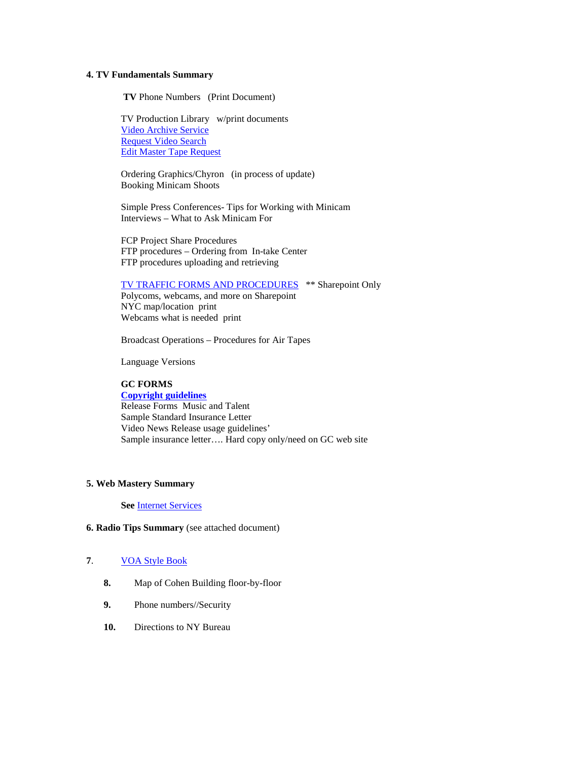**4. TV Fundamentals Summary**

**TV** Phone Numbers (Print Document)

TV Production Library w/print documents
Video Archive Service
Request Video Search
Edit Master Tape Request

Ordering Graphics/Chyron (in process of update)
Booking Minicam Shoots

Simple Press Conferences- Tips for Working with Minicam
Interviews – What to Ask Minicam For

FCP Project Share Procedures
FTP procedures – Ordering from In-take Center
FTP procedures uploading and retrieving

TV TRAFFIC FORMS AND PROCEDURES ** Sharepoint Only
Polycoms, webcams, and more on Sharepoint
NYC map/location print
Webcams what is needed print

Broadcast Operations – Procedures for Air Tapes

Language Versions

**GC FORMS**
**Copyright guidelines**
Release Forms Music and Talent
Sample Standard Insurance Letter
Video News Release usage guidelines'
Sample insurance letter…. Hard copy only/need on GC web site

**5. Web Mastery Summary**

**See** Internet Services

**6. Radio Tips Summary** (see attached document)

**7**. VOA Style Book

**8.** Map of Cohen Building floor-by-floor

**9.** Phone numbers//Security

**10.** Directions to NY Bureau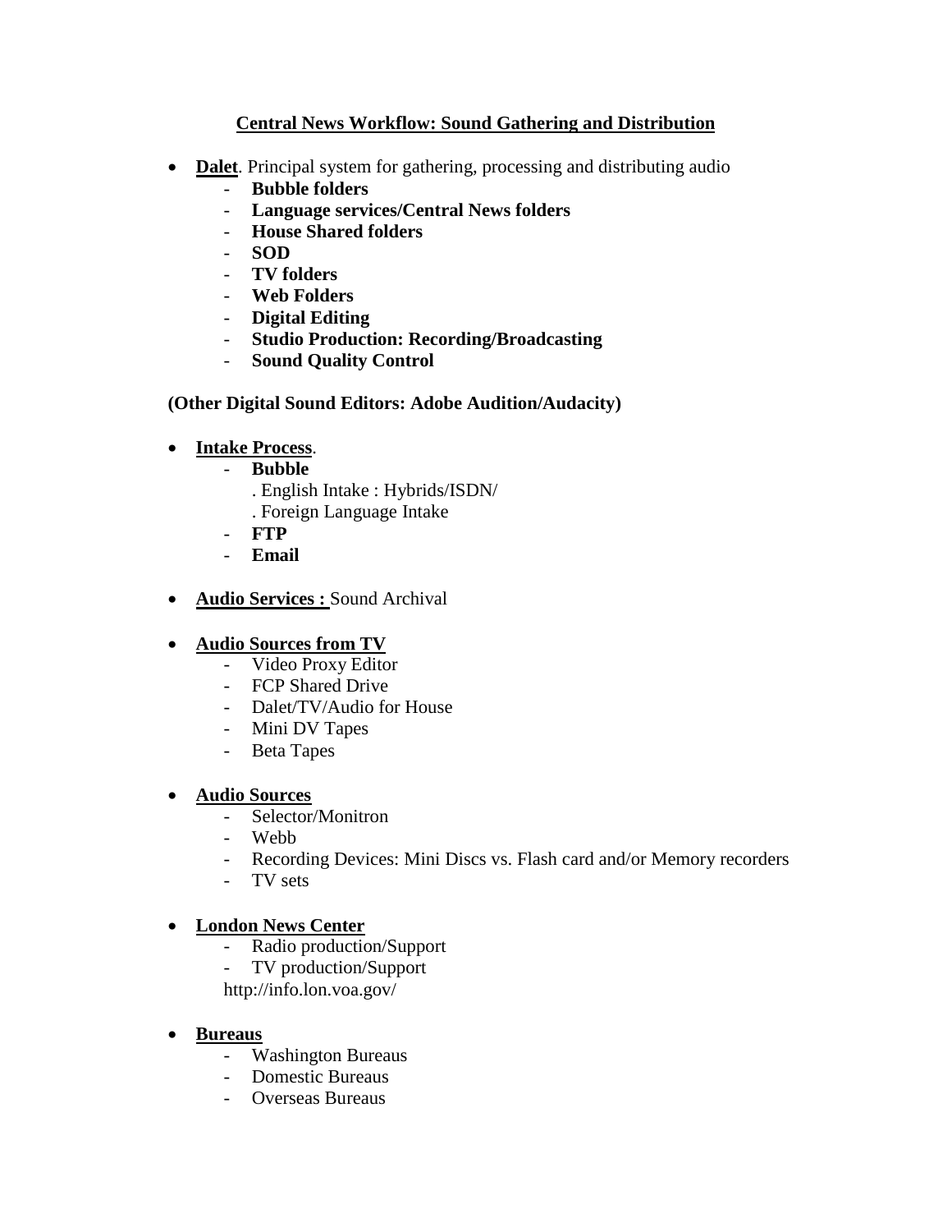## Central News Workflow: Sound Gathering and Distribution

- **Dalet**. Principal system for gathering, processing and distributing audio
  - **Bubble folders**
  - **Language services/Central News folders**
  - **House Shared folders**
  - **SOD**
  - **TV folders**
  - **Web Folders**
  - **Digital Editing**
  - **Studio Production: Recording/Broadcasting**
  - **Sound Quality Control**

**(Other Digital Sound Editors: Adobe Audition/Audacity)**

- **Intake Process**.
  - **Bubble**
    - . English Intake : Hybrids/ISDN/
    - . Foreign Language Intake
  - **FTP**
  - **Email**

- **Audio Services :** Sound Archival

- **Audio Sources from TV**
  - Video Proxy Editor
  - FCP Shared Drive
  - Dalet/TV/Audio for House
  - Mini DV Tapes
  - Beta Tapes

- **Audio Sources**
  - Selector/Monitron
  - Webb
  - Recording Devices: Mini Discs vs. Flash card and/or Memory recorders
  - TV sets

- **London News Center**
  - Radio production/Support
  - TV production/Support

  http://info.lon.voa.gov/

- **Bureaus**
  - Washington Bureaus
  - Domestic Bureaus
  - Overseas Bureaus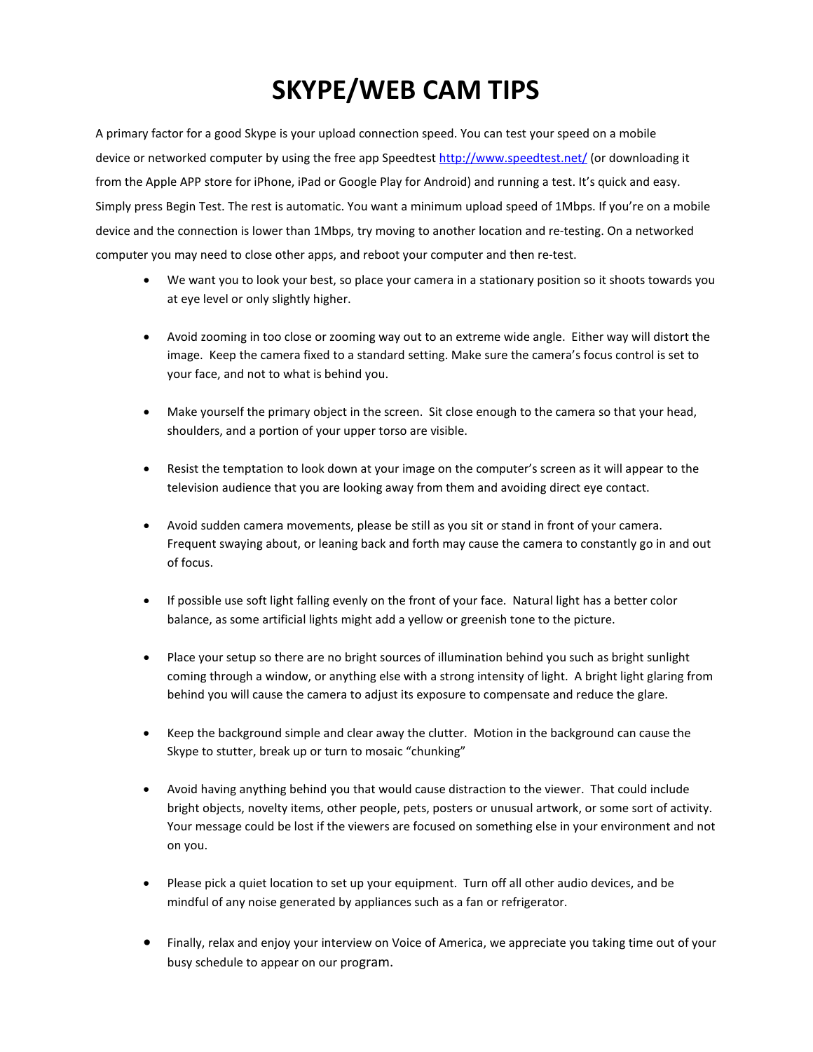# SKYPE/WEB CAM TIPS

A primary factor for a good Skype is your upload connection speed. You can test your speed on a mobile device or networked computer by using the free app Speedtest http://www.speedtest.net/ (or downloading it from the Apple APP store for iPhone, iPad or Google Play for Android) and running a test. It's quick and easy. Simply press Begin Test. The rest is automatic. You want a minimum upload speed of 1Mbps. If you're on a mobile device and the connection is lower than 1Mbps, try moving to another location and re-testing. On a networked computer you may need to close other apps, and reboot your computer and then re-test.

- We want you to look your best, so place your camera in a stationary position so it shoots towards you at eye level or only slightly higher.

- Avoid zooming in too close or zooming way out to an extreme wide angle. Either way will distort the image. Keep the camera fixed to a standard setting. Make sure the camera's focus control is set to your face, and not to what is behind you.

- Make yourself the primary object in the screen. Sit close enough to the camera so that your head, shoulders, and a portion of your upper torso are visible.

- Resist the temptation to look down at your image on the computer's screen as it will appear to the television audience that you are looking away from them and avoiding direct eye contact.

- Avoid sudden camera movements, please be still as you sit or stand in front of your camera. Frequent swaying about, or leaning back and forth may cause the camera to constantly go in and out of focus.

- If possible use soft light falling evenly on the front of your face. Natural light has a better color balance, as some artificial lights might add a yellow or greenish tone to the picture.

- Place your setup so there are no bright sources of illumination behind you such as bright sunlight coming through a window, or anything else with a strong intensity of light. A bright light glaring from behind you will cause the camera to adjust its exposure to compensate and reduce the glare.

- Keep the background simple and clear away the clutter. Motion in the background can cause the Skype to stutter, break up or turn to mosaic "chunking"

- Avoid having anything behind you that would cause distraction to the viewer. That could include bright objects, novelty items, other people, pets, posters or unusual artwork, or some sort of activity. Your message could be lost if the viewers are focused on something else in your environment and not on you.

- Please pick a quiet location to set up your equipment. Turn off all other audio devices, and be mindful of any noise generated by appliances such as a fan or refrigerator.

- Finally, relax and enjoy your interview on Voice of America, we appreciate you taking time out of your busy schedule to appear on our program.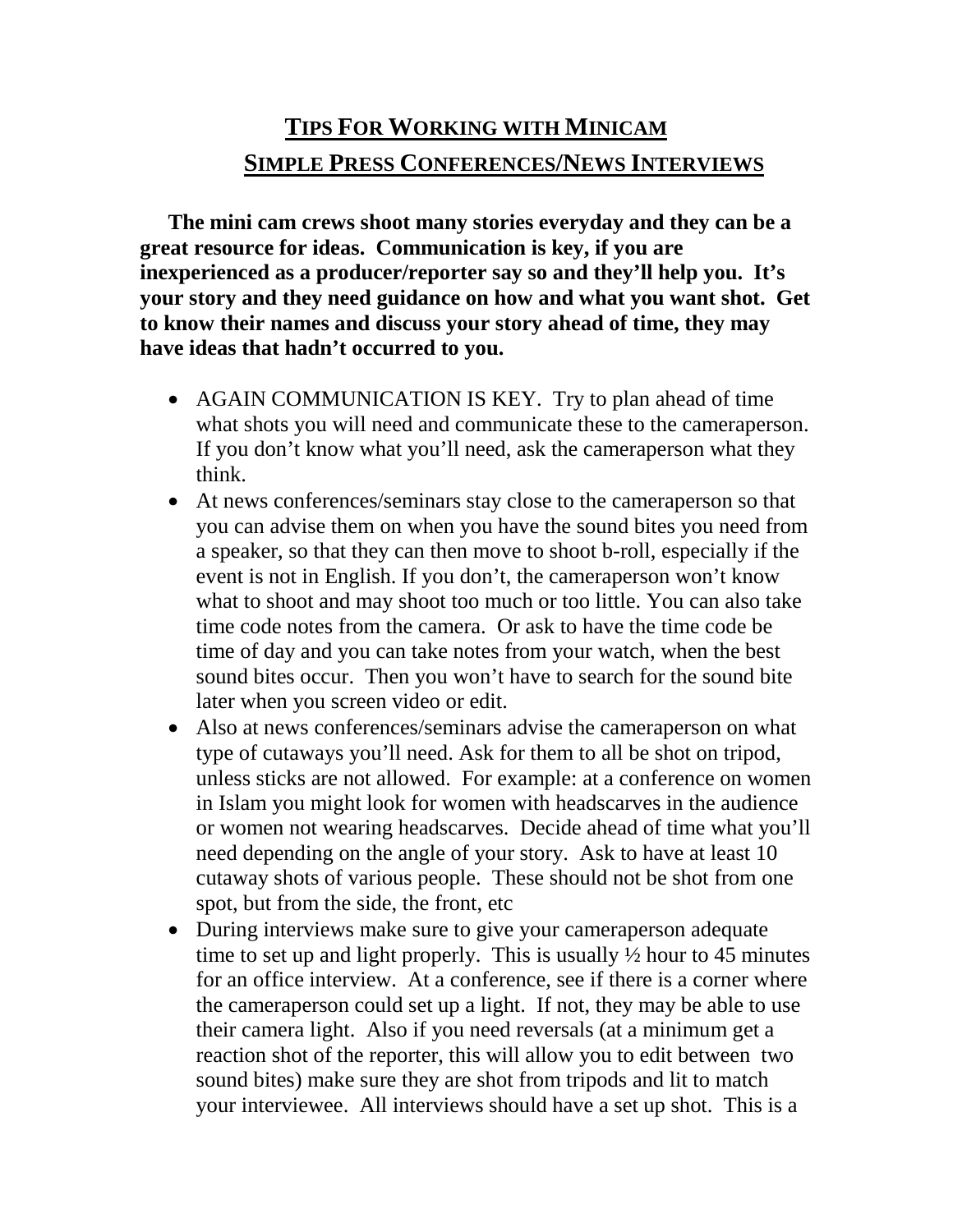## TIPS FOR WORKING WITH MINICAM

## SIMPLE PRESS CONFERENCES/NEWS INTERVIEWS

**The mini cam crews shoot many stories everyday and they can be a great resource for ideas. Communication is key, if you are inexperienced as a producer/reporter say so and they'll help you. It's your story and they need guidance on how and what you want shot. Get to know their names and discuss your story ahead of time, they may have ideas that hadn't occurred to you.**

- AGAIN COMMUNICATION IS KEY. Try to plan ahead of time what shots you will need and communicate these to the cameraperson. If you don't know what you'll need, ask the cameraperson what they think.
- At news conferences/seminars stay close to the cameraperson so that you can advise them on when you have the sound bites you need from a speaker, so that they can then move to shoot b-roll, especially if the event is not in English. If you don't, the cameraperson won't know what to shoot and may shoot too much or too little. You can also take time code notes from the camera. Or ask to have the time code be time of day and you can take notes from your watch, when the best sound bites occur. Then you won't have to search for the sound bite later when you screen video or edit.
- Also at news conferences/seminars advise the cameraperson on what type of cutaways you'll need. Ask for them to all be shot on tripod, unless sticks are not allowed. For example: at a conference on women in Islam you might look for women with headscarves in the audience or women not wearing headscarves. Decide ahead of time what you'll need depending on the angle of your story. Ask to have at least 10 cutaway shots of various people. These should not be shot from one spot, but from the side, the front, etc
- During interviews make sure to give your cameraperson adequate time to set up and light properly. This is usually ½ hour to 45 minutes for an office interview. At a conference, see if there is a corner where the cameraperson could set up a light. If not, they may be able to use their camera light. Also if you need reversals (at a minimum get a reaction shot of the reporter, this will allow you to edit between two sound bites) make sure they are shot from tripods and lit to match your interviewee. All interviews should have a set up shot. This is a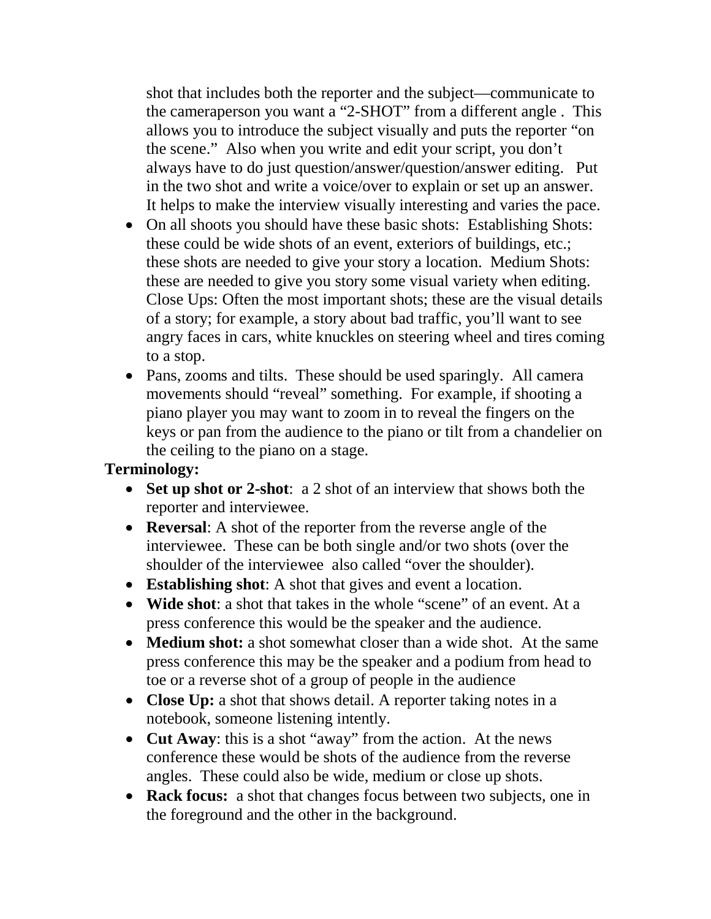shot that includes both the reporter and the subject—communicate to the cameraperson you want a "2-SHOT" from a different angle . This allows you to introduce the subject visually and puts the reporter "on the scene." Also when you write and edit your script, you don't always have to do just question/answer/question/answer editing. Put in the two shot and write a voice/over to explain or set up an answer. It helps to make the interview visually interesting and varies the pace.

- On all shoots you should have these basic shots: Establishing Shots: these could be wide shots of an event, exteriors of buildings, etc.; these shots are needed to give your story a location. Medium Shots: these are needed to give you story some visual variety when editing. Close Ups: Often the most important shots; these are the visual details of a story; for example, a story about bad traffic, you'll want to see angry faces in cars, white knuckles on steering wheel and tires coming to a stop.
- Pans, zooms and tilts. These should be used sparingly. All camera movements should "reveal" something. For example, if shooting a piano player you may want to zoom in to reveal the fingers on the keys or pan from the audience to the piano or tilt from a chandelier on the ceiling to the piano on a stage.

**Terminology:**

- **Set up shot or 2-shot**: a 2 shot of an interview that shows both the reporter and interviewee.
- **Reversal**: A shot of the reporter from the reverse angle of the interviewee. These can be both single and/or two shots (over the shoulder of the interviewee also called "over the shoulder).
- **Establishing shot**: A shot that gives and event a location.
- **Wide shot**: a shot that takes in the whole "scene" of an event. At a press conference this would be the speaker and the audience.
- **Medium shot:** a shot somewhat closer than a wide shot. At the same press conference this may be the speaker and a podium from head to toe or a reverse shot of a group of people in the audience
- **Close Up:** a shot that shows detail. A reporter taking notes in a notebook, someone listening intently.
- **Cut Away**: this is a shot "away" from the action. At the news conference these would be shots of the audience from the reverse angles. These could also be wide, medium or close up shots.
- **Rack focus:** a shot that changes focus between two subjects, one in the foreground and the other in the background.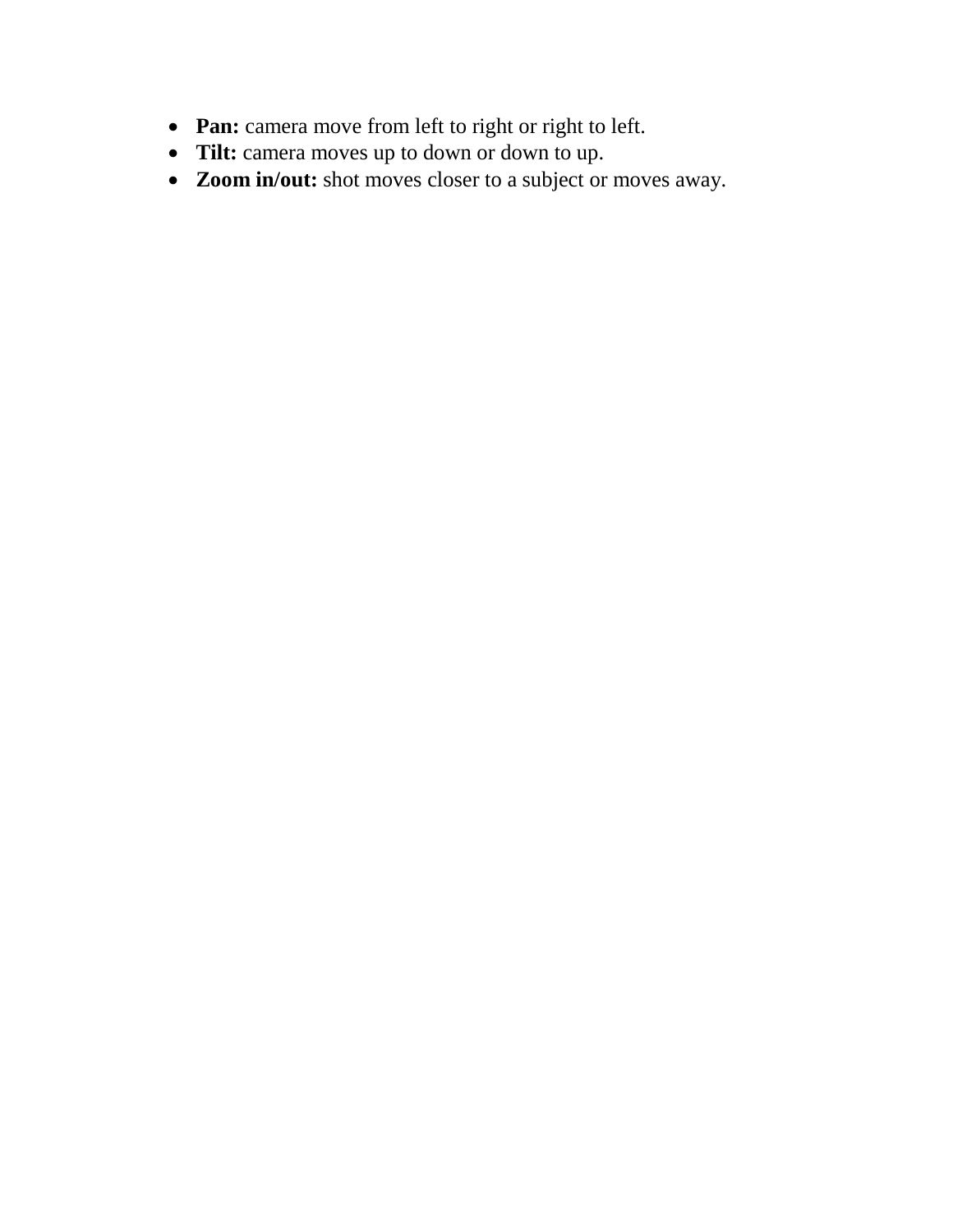- **Pan:** camera move from left to right or right to left.
- **Tilt:** camera moves up to down or down to up.
- **Zoom in/out:** shot moves closer to a subject or moves away.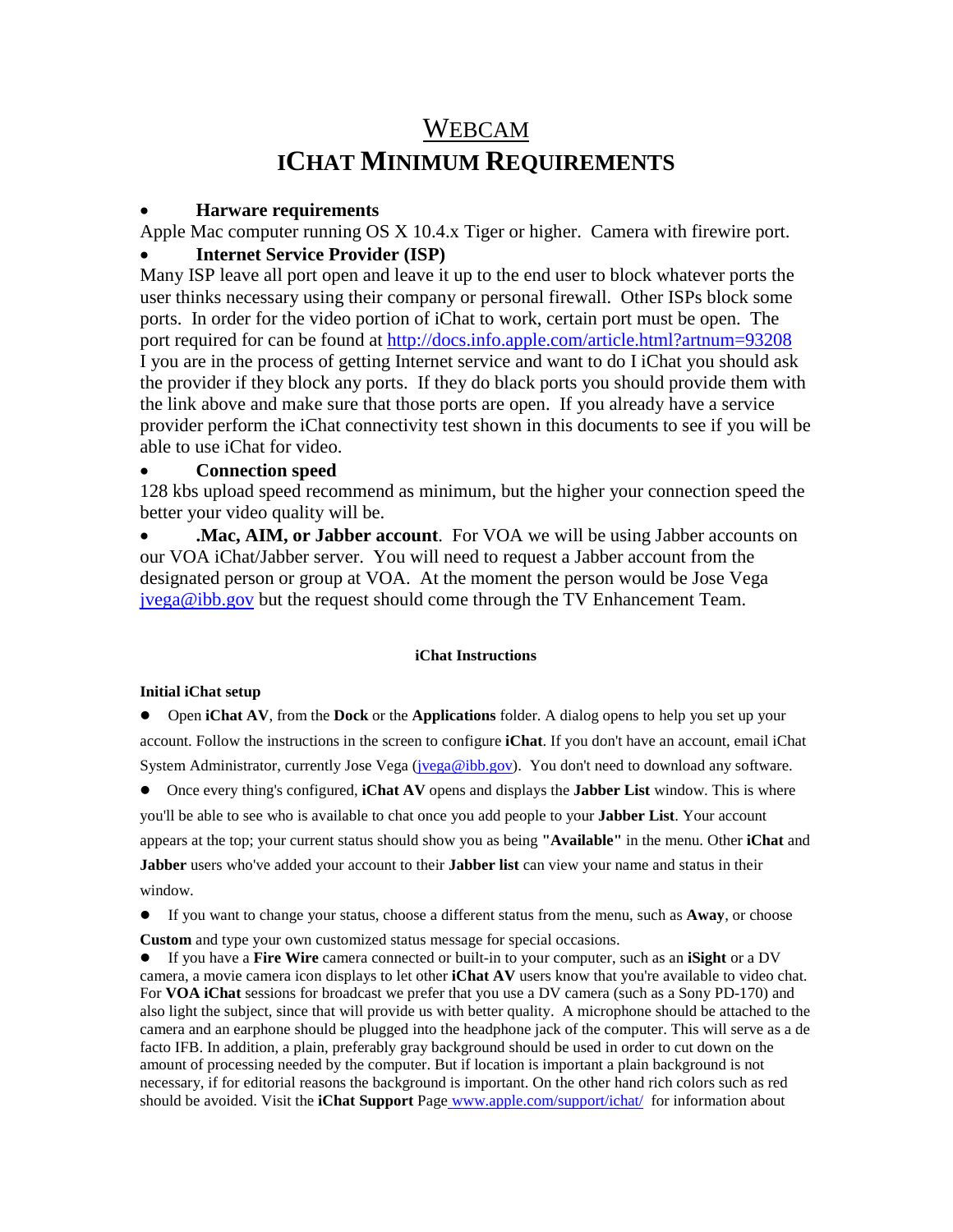# WEBCAM

# ICHAT MINIMUM REQUIREMENTS

- **Harware requirements**

Apple Mac computer running OS X 10.4.x Tiger or higher. Camera with firewire port.

- **Internet Service Provider (ISP)**

Many ISP leave all port open and leave it up to the end user to block whatever ports the user thinks necessary using their company or personal firewall. Other ISPs block some ports. In order for the video portion of iChat to work, certain port must be open. The port required for can be found at http://docs.info.apple.com/article.html?artnum=93208 I you are in the process of getting Internet service and want to do I iChat you should ask the provider if they block any ports. If they do black ports you should provide them with the link above and make sure that those ports are open. If you already have a service provider perform the iChat connectivity test shown in this documents to see if you will be able to use iChat for video.

- **Connection speed**

128 kbs upload speed recommend as minimum, but the higher your connection speed the better your video quality will be.

- **.Mac, AIM, or Jabber account**. For VOA we will be using Jabber accounts on our VOA iChat/Jabber server. You will need to request a Jabber account from the designated person or group at VOA. At the moment the person would be Jose Vega jvega@ibb.gov but the request should come through the TV Enhancement Team.

### iChat Instructions

**Initial iChat setup**

- Open **iChat AV**, from the **Dock** or the **Applications** folder. A dialog opens to help you set up your account. Follow the instructions in the screen to configure **iChat**. If you don't have an account, email iChat System Administrator, currently Jose Vega (jvega@ibb.gov). You don't need to download any software.
- Once every thing's configured, **iChat AV** opens and displays the **Jabber List** window. This is where you'll be able to see who is available to chat once you add people to your **Jabber List**. Your account appears at the top; your current status should show you as being **"Available"** in the menu. Other **iChat** and **Jabber** users who've added your account to their **Jabber list** can view your name and status in their window.
- If you want to change your status, choose a different status from the menu, such as **Away**, or choose **Custom** and type your own customized status message for special occasions.
- If you have a **Fire Wire** camera connected or built-in to your computer, such as an **iSight** or a DV camera, a movie camera icon displays to let other **iChat AV** users know that you're available to video chat. For **VOA iChat** sessions for broadcast we prefer that you use a DV camera (such as a Sony PD-170) and also light the subject, since that will provide us with better quality. A microphone should be attached to the camera and an earphone should be plugged into the headphone jack of the computer. This will serve as a de facto IFB. In addition, a plain, preferably gray background should be used in order to cut down on the amount of processing needed by the computer. But if location is important a plain background is not necessary, if for editorial reasons the background is important. On the other hand rich colors such as red should be avoided. Visit the **iChat Support** Page www.apple.com/support/ichat/ for information about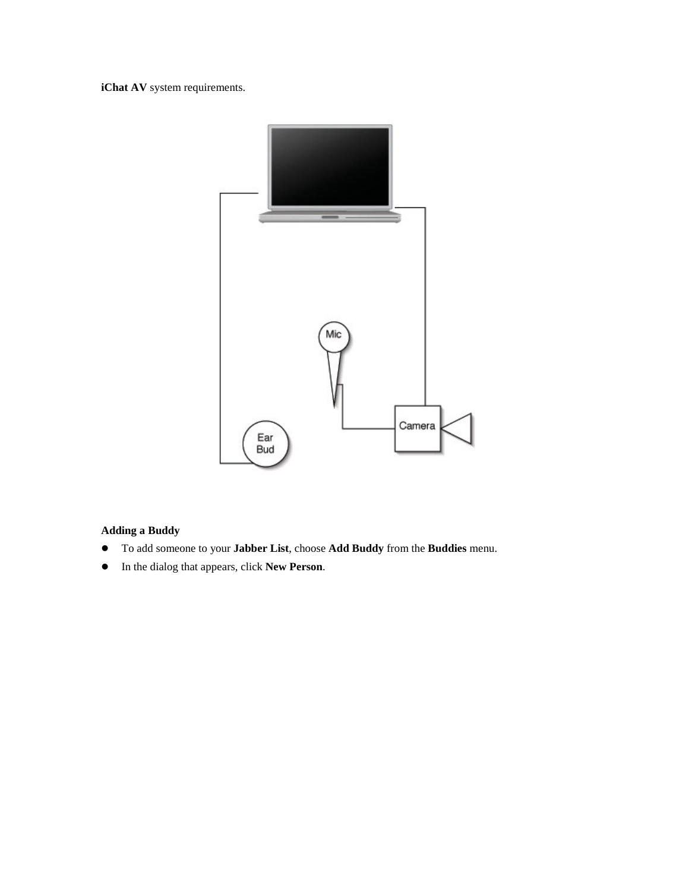**iChat AV** system requirements.

Mic

Camera

Ear Bud

**Adding a Buddy**

- To add someone to your **Jabber List**, choose **Add Buddy** from the **Buddies** menu.
- In the dialog that appears, click **New Person**.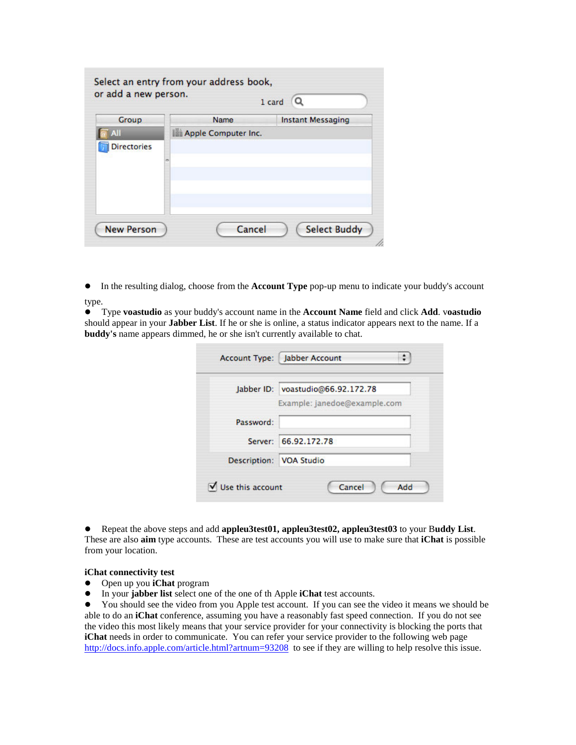- In the resulting dialog, choose from the **Account Type** pop-up menu to indicate your buddy's account type.
- Type **voastudio** as your buddy's account name in the **Account Name** field and click **Add**. **voastudio** should appear in your **Jabber List**. If he or she is online, a status indicator appears next to the name. If a **buddy's** name appears dimmed, he or she isn't currently available to chat.

- Repeat the above steps and add **appleu3test01, appleu3test02, appleu3test03** to your B**uddy List**. These are also **aim** type accounts. These are test accounts you will use to make sure that **iChat** is possible from your location.

**iChat connectivity test**

- Open up you **iChat** program
- In your **jabber list** select one of the one of th Apple **iChat** test accounts.
- You should see the video from you Apple test account. If you can see the video it means we should be able to do an **iChat** conference, assuming you have a reasonably fast speed connection. If you do not see the video this most likely means that your service provider for your connectivity is blocking the ports that **iChat** needs in order to communicate. You can refer your service provider to the following web page http://docs.info.apple.com/article.html?artnum=93208 to see if they are willing to help resolve this issue.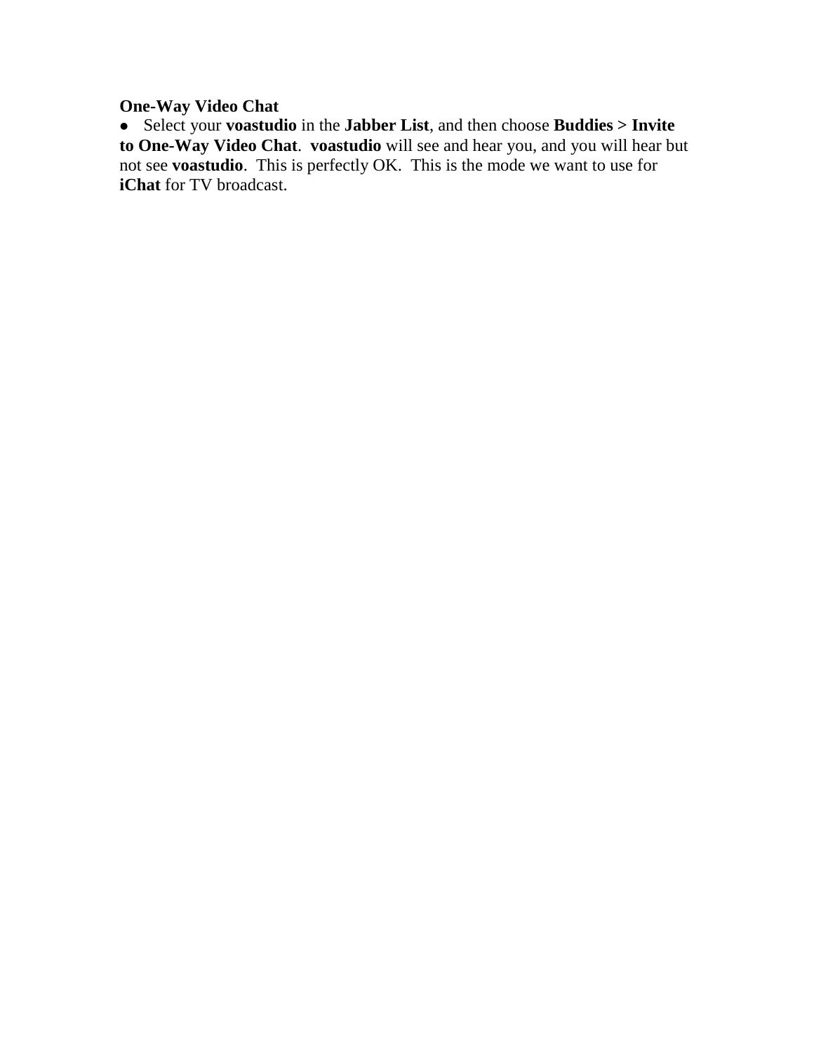**One-Way Video Chat**

- Select your **voastudio** in the **Jabber List**, and then choose **Buddies > Invite to One-Way Video Chat**.  **voastudio** will see and hear you, and you will hear but not see **voastudio**.  This is perfectly OK.  This is the mode we want to use for **iChat** for TV broadcast.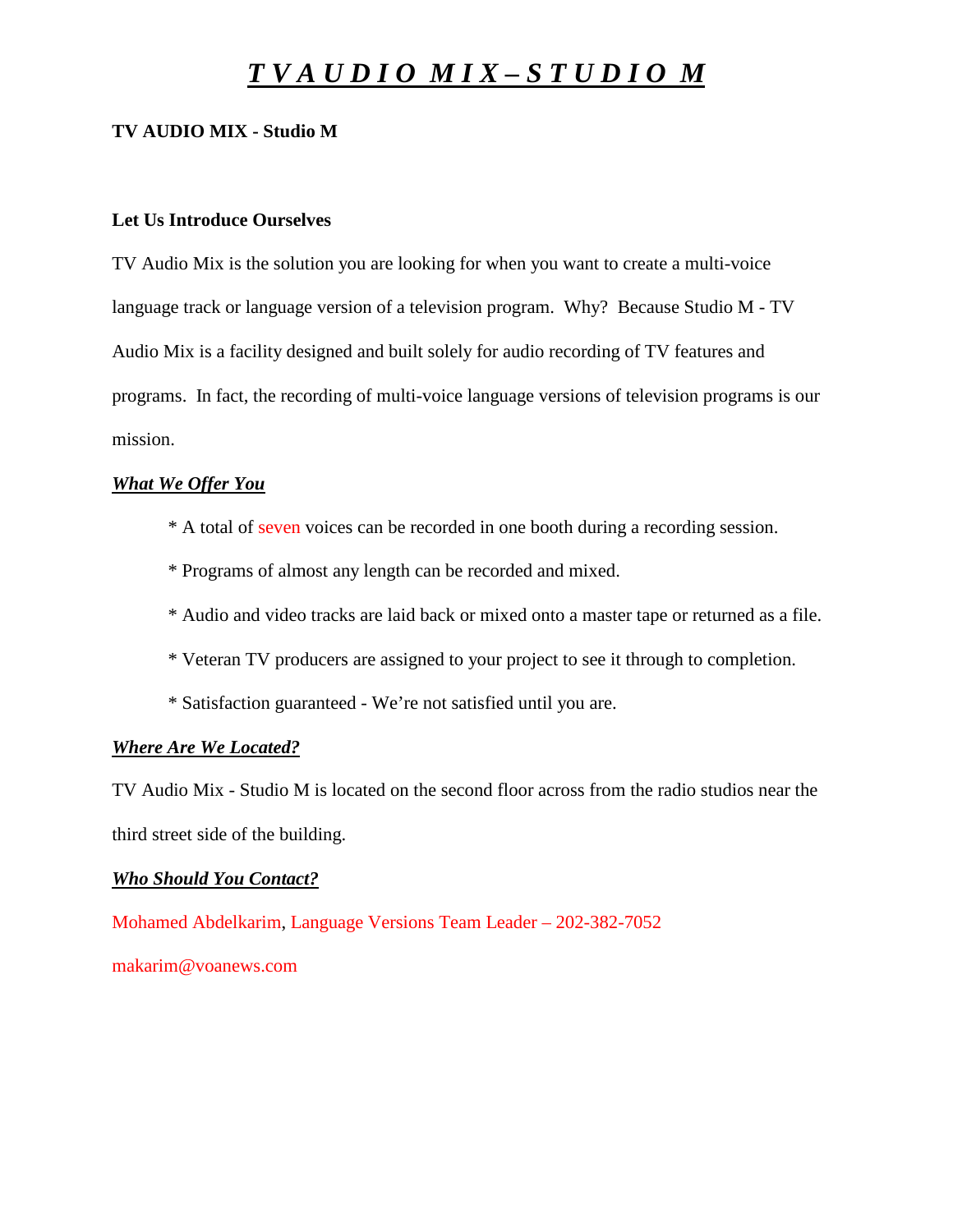# ***T V A U D I O  M I X – S T U D I O  M***

**TV AUDIO MIX - Studio M**

**Let Us Introduce Ourselves**

TV Audio Mix is the solution you are looking for when you want to create a multi-voice language track or language version of a television program. Why? Because Studio M - TV Audio Mix is a facility designed and built solely for audio recording of TV features and programs. In fact, the recording of multi-voice language versions of television programs is our mission.

***What We Offer You***

* A total of seven voices can be recorded in one booth during a recording session.
* Programs of almost any length can be recorded and mixed.
* Audio and video tracks are laid back or mixed onto a master tape or returned as a file.
* Veteran TV producers are assigned to your project to see it through to completion.
* Satisfaction guaranteed - We're not satisfied until you are.

***Where Are We Located?***

TV Audio Mix - Studio M is located on the second floor across from the radio studios near the third street side of the building.

***Who Should You Contact?***

Mohamed Abdelkarim, Language Versions Team Leader – 202-382-7052

makarim@voanews.com